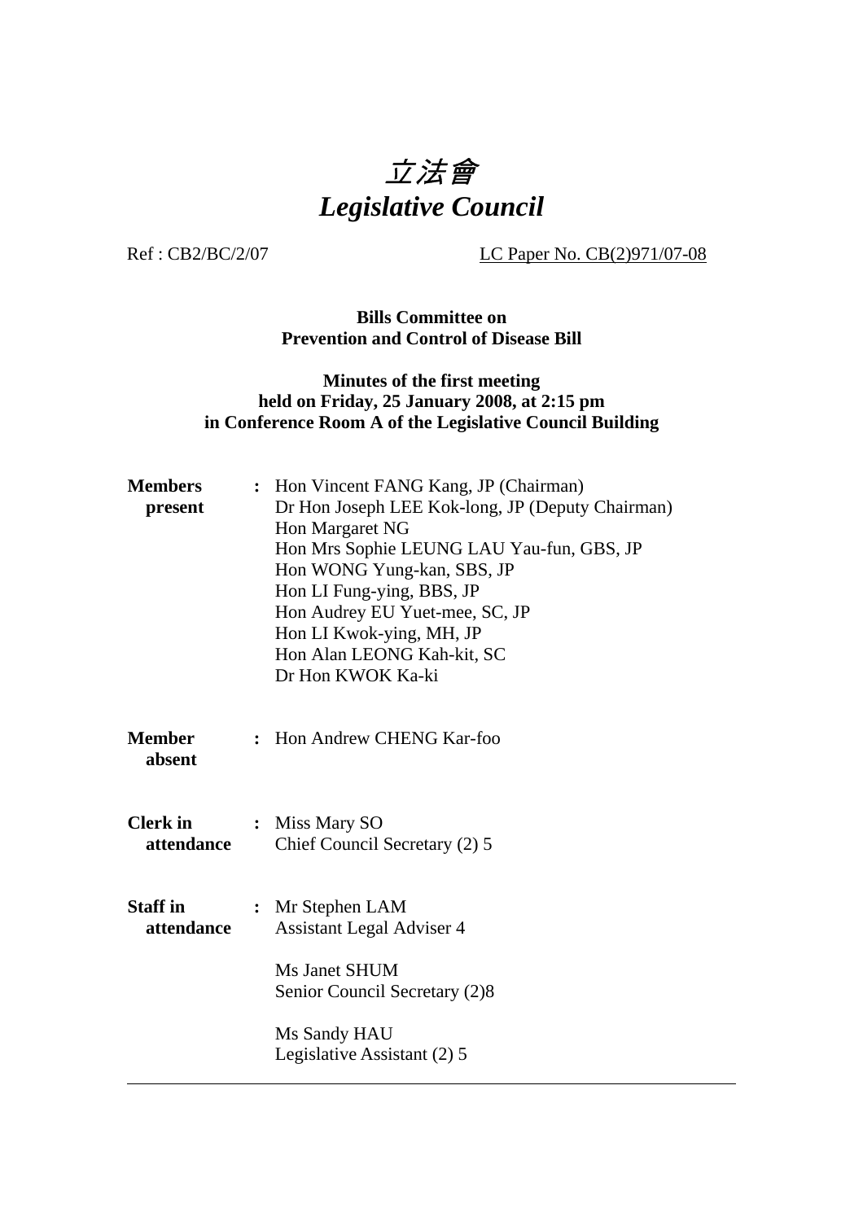# 立法會
# *Legislative Council*

Ref : CB2/BC/2/07 LC Paper No. CB(2)971/07-08

**Bills Committee on**
**Prevention and Control of Disease Bill**

**Minutes of the first meeting**
**held on Friday, 25 January 2008, at 2:15 pm**
**in Conference Room A of the Legislative Council Building**

**Members present** : Hon Vincent FANG Kang, JP (Chairman)
Dr Hon Joseph LEE Kok-long, JP (Deputy Chairman)
Hon Margaret NG
Hon Mrs Sophie LEUNG LAU Yau-fun, GBS, JP
Hon WONG Yung-kan, SBS, JP
Hon LI Fung-ying, BBS, JP
Hon Audrey EU Yuet-mee, SC, JP
Hon LI Kwok-ying, MH, JP
Hon Alan LEONG Kah-kit, SC
Dr Hon KWOK Ka-ki

**Member absent** : Hon Andrew CHENG Kar-foo

**Clerk in attendance** : Miss Mary SO
Chief Council Secretary (2) 5

**Staff in attendance** : Mr Stephen LAM
Assistant Legal Adviser 4

Ms Janet SHUM
Senior Council Secretary (2)8

Ms Sandy HAU
Legislative Assistant (2) 5

---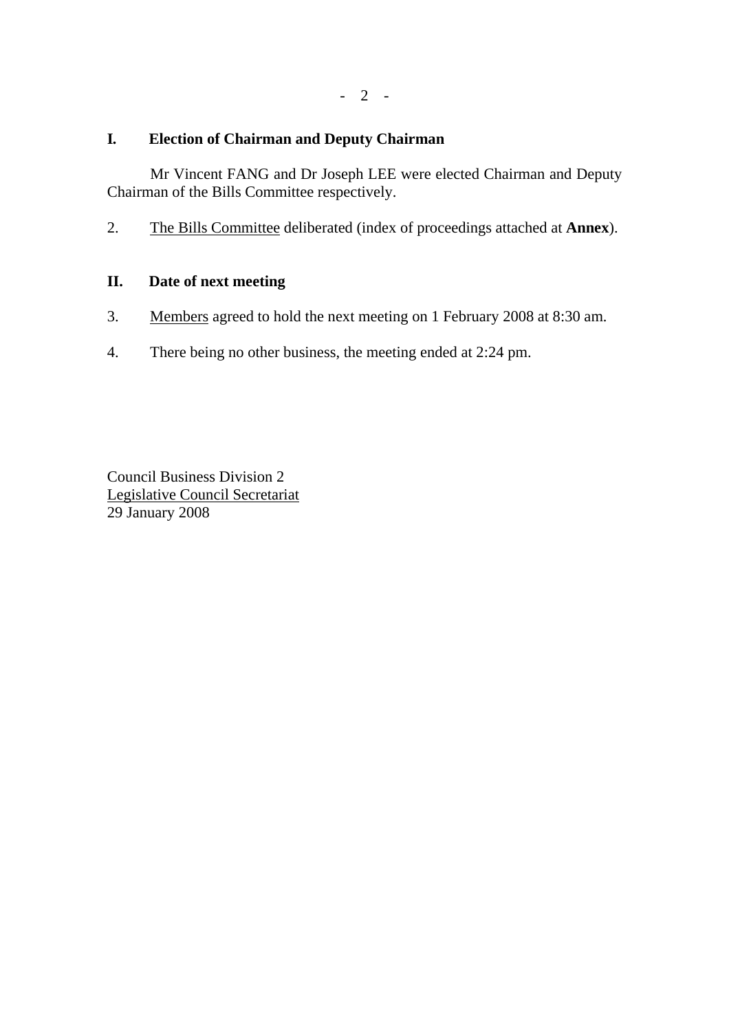## I. Election of Chairman and Deputy Chairman

Mr Vincent FANG and Dr Joseph LEE were elected Chairman and Deputy Chairman of the Bills Committee respectively.

2. The Bills Committee deliberated (index of proceedings attached at **Annex**).

## II. Date of next meeting

3. Members agreed to hold the next meeting on 1 February 2008 at 8:30 am.

4. There being no other business, the meeting ended at 2:24 pm.

Council Business Division 2
Legislative Council Secretariat
29 January 2008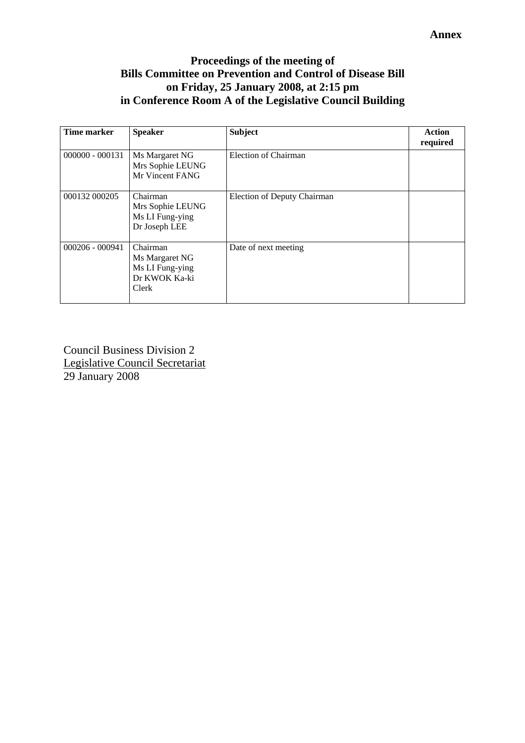**Annex**

# Proceedings of the meeting of Bills Committee on Prevention and Control of Disease Bill on Friday, 25 January 2008, at 2:15 pm in Conference Room A of the Legislative Council Building

| Time marker | Speaker | Subject | Action required |
|---|---|---|---|
| 000000 - 000131 | Ms Margaret NG<br>Mrs Sophie LEUNG<br>Mr Vincent FANG | Election of Chairman | |
| 000132 000205 | Chairman<br>Mrs Sophie LEUNG<br>Ms LI Fung-ying<br>Dr Joseph LEE | Election of Deputy Chairman | |
| 000206 - 000941 | Chairman<br>Ms Margaret NG<br>Ms LI Fung-ying<br>Dr KWOK Ka-ki<br>Clerk | Date of next meeting | |

Council Business Division 2
Legislative Council Secretariat
29 January 2008